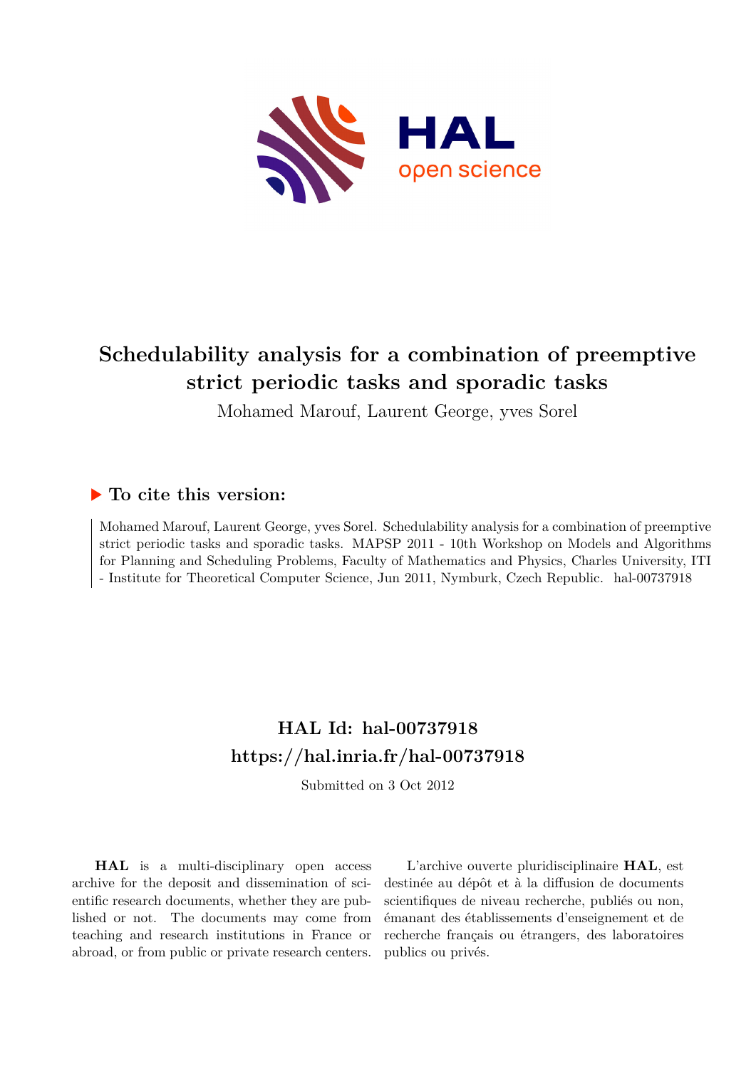# Schedulability analysis for a combination of preemptive strict periodic tasks and sporadic tasks

Mohamed Marouf, Laurent George, yves Sorel

### ▶ To cite this version:

Mohamed Marouf, Laurent George, yves Sorel. Schedulability analysis for a combination of preemptive strict periodic tasks and sporadic tasks. MAPSP 2011 - 10th Workshop on Models and Algorithms for Planning and Scheduling Problems, Faculty of Mathematics and Physics, Charles University, ITI - Institute for Theoretical Computer Science, Jun 2011, Nymburk, Czech Republic. hal-00737918

## HAL Id: hal-00737918
## https://hal.inria.fr/hal-00737918

Submitted on 3 Oct 2012

**HAL** is a multi-disciplinary open access archive for the deposit and dissemination of scientific research documents, whether they are published or not. The documents may come from teaching and research institutions in France or abroad, or from public or private research centers.

L'archive ouverte pluridisciplinaire **HAL**, est destinée au dépôt et à la diffusion de documents scientifiques de niveau recherche, publiés ou non, émanant des établissements d'enseignement et de recherche français ou étrangers, des laboratoires publics ou privés.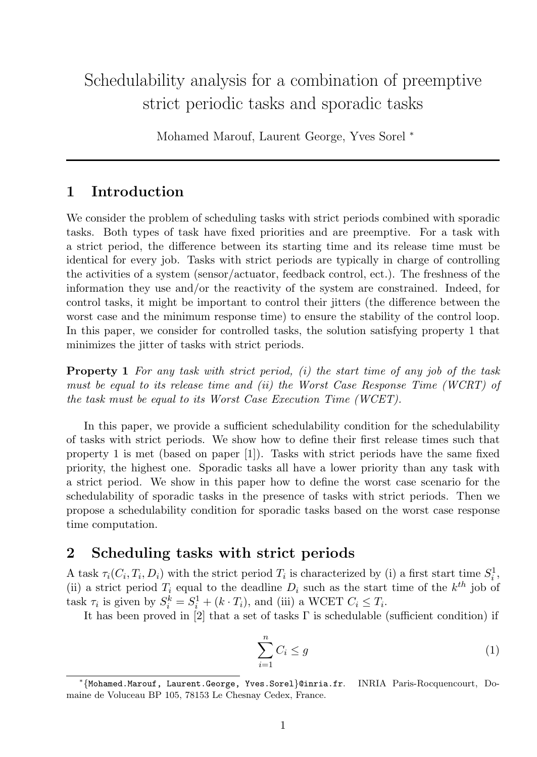# Schedulability analysis for a combination of preemptive strict periodic tasks and sporadic tasks

Mohamed Marouf, Laurent George, Yves Sorel [*]

## 1 Introduction

We consider the problem of scheduling tasks with strict periods combined with sporadic tasks. Both types of task have fixed priorities and are preemptive. For a task with a strict period, the difference between its starting time and its release time must be identical for every job. Tasks with strict periods are typically in charge of controlling the activities of a system (sensor/actuator, feedback control, ect.). The freshness of the information they use and/or the reactivity of the system are constrained. Indeed, for control tasks, it might be important to control their jitters (the difference between the worst case and the minimum response time) to ensure the stability of the control loop. In this paper, we consider for controlled tasks, the solution satisfying property 1 that minimizes the jitter of tasks with strict periods.

**Property 1** *For any task with strict period, (i) the start time of any job of the task must be equal to its release time and (ii) the Worst Case Response Time (WCRT) of the task must be equal to its Worst Case Execution Time (WCET).*

In this paper, we provide a sufficient schedulability condition for the schedulability of tasks with strict periods. We show how to define their first release times such that property 1 is met (based on paper [1]). Tasks with strict periods have the same fixed priority, the highest one. Sporadic tasks all have a lower priority than any task with a strict period. We show in this paper how to define the worst case scenario for the schedulability of sporadic tasks in the presence of tasks with strict periods. Then we propose a schedulability condition for sporadic tasks based on the worst case response time computation.

## 2 Scheduling tasks with strict periods

A task $\tau_i(C_i, T_i, D_i)$ with the strict period $T_i$ is characterized by (i) a first start time $S_i^1$, (ii) a strict period $T_i$ equal to the deadline $D_i$ such as the start time of the $k^{th}$ job of task $\tau_i$ is given by $S_i^k = S_i^1 + (k \cdot T_i)$, and (iii) a WCET $C_i \leq T_i$.

It has been proved in [2] that a set of tasks $\Gamma$ is schedulable (sufficient condition) if

$$\sum_{i=1}^{n} C_i \leq g \tag{1}$$

[*] {Mohamed.Marouf, Laurent.George, Yves.Sorel}@inria.fr. INRIA Paris-Rocquencourt, Domaine de Voluceau BP 105, 78153 Le Chesnay Cedex, France.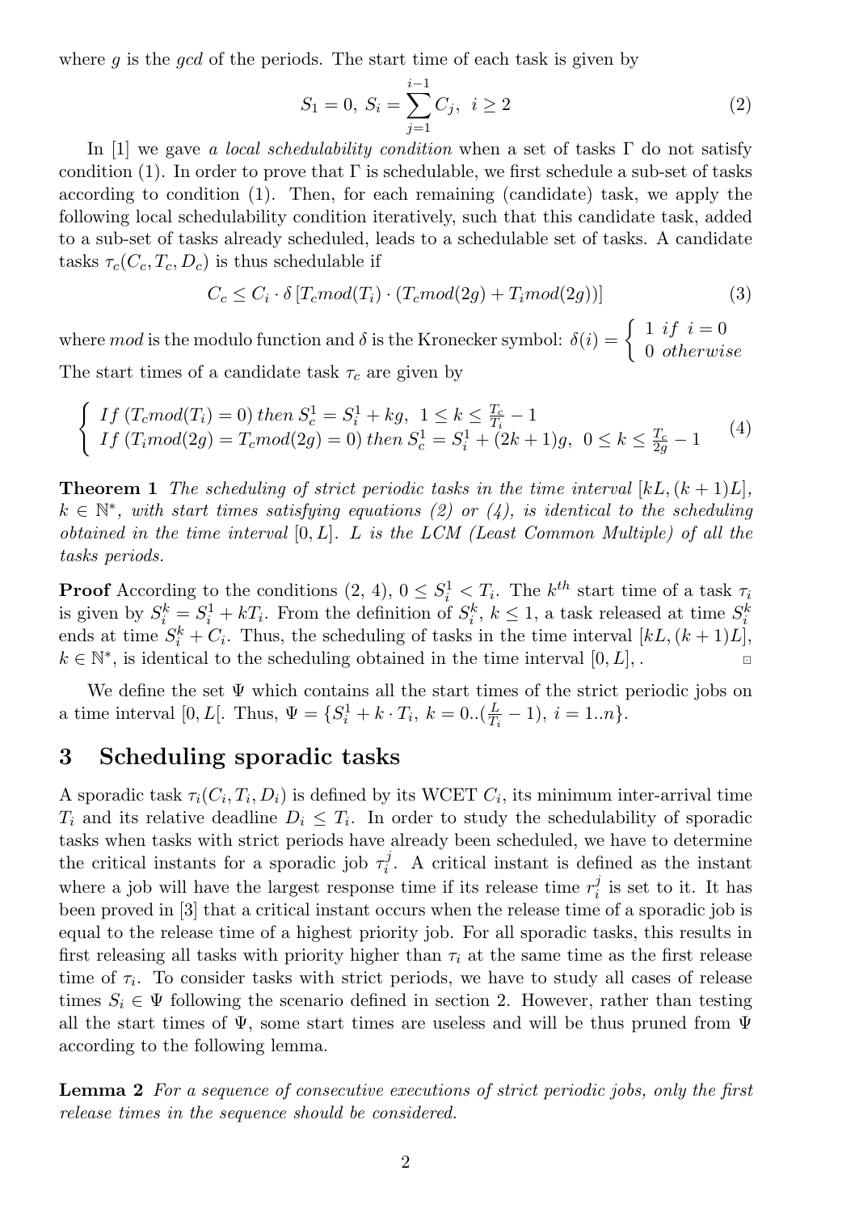where $g$ is the *gcd* of the periods. The start time of each task is given by

$$S_1 = 0,\ S_i = \sum_{j=1}^{i-1} C_j,\ \ i \geq 2 \tag{2}$$

In [1] we gave *a local schedulability condition* when a set of tasks $\Gamma$ do not satisfy condition (1). In order to prove that $\Gamma$ is schedulable, we first schedule a sub-set of tasks according to condition (1). Then, for each remaining (candidate) task, we apply the following local schedulability condition iteratively, such that this candidate task, added to a sub-set of tasks already scheduled, leads to a schedulable set of tasks. A candidate tasks $\tau_c(C_c, T_c, D_c)$ is thus schedulable if

$$C_c \leq C_i \cdot \delta\left[T_c mod(T_i) \cdot (T_c mod(2g) + T_i mod(2g))\right] \tag{3}$$

where $mod$ is the modulo function and $\delta$ is the Kronecker symbol: $\delta(i) = \begin{cases} 1 \ if \ \ i = 0 \\ 0 \ otherwise \end{cases}$

The start times of a candidate task $\tau_c$ are given by

$$\begin{cases} If \ (T_c mod(T_i) = 0) \ then \ S_c^1 = S_i^1 + kg, \ \ 1 \leq k \leq \frac{T_c}{T_i} - 1 \\ If \ (T_i mod(2g) = T_c mod(2g) = 0) \ then \ S_c^1 = S_i^1 + (2k+1)g, \ \ 0 \leq k \leq \frac{T_c}{2g} - 1 \end{cases} \tag{4}$$

**Theorem 1** *The scheduling of strict periodic tasks in the time interval $[kL, (k+1)L]$, $k \in \mathbb{N}^*$, with start times satisfying equations (2) or (4), is identical to the scheduling obtained in the time interval $[0, L]$. $L$ is the LCM (Least Common Multiple) of all the tasks periods.*

**Proof** According to the conditions (2, 4), $0 \leq S_i^1 < T_i$. The $k^{th}$ start time of a task $\tau_i$ is given by $S_i^k = S_i^1 + kT_i$. From the definition of $S_i^k$, $k \leq 1$, a task released at time $S_i^k$ ends at time $S_i^k + C_i$. Thus, the scheduling of tasks in the time interval $[kL, (k+1)L]$, $k \in \mathbb{N}^*$, is identical to the scheduling obtained in the time interval $[0, L]$, . ◻

We define the set $\Psi$ which contains all the start times of the strict periodic jobs on a time interval $[0, L[$. Thus, $\Psi = \{S_i^1 + k \cdot T_i,\ k = 0..(\frac{L}{T_i} - 1),\ i = 1..n\}$.

## 3 Scheduling sporadic tasks

A sporadic task $\tau_i(C_i, T_i, D_i)$ is defined by its WCET $C_i$, its minimum inter-arrival time $T_i$ and its relative deadline $D_i \leq T_i$. In order to study the schedulability of sporadic tasks when tasks with strict periods have already been scheduled, we have to determine the critical instants for a sporadic job $\tau_i^j$. A critical instant is defined as the instant where a job will have the largest response time if its release time $r_i^j$ is set to it. It has been proved in [3] that a critical instant occurs when the release time of a sporadic job is equal to the release time of a highest priority job. For all sporadic tasks, this results in first releasing all tasks with priority higher than $\tau_i$ at the same time as the first release time of $\tau_i$. To consider tasks with strict periods, we have to study all cases of release times $S_i \in \Psi$ following the scenario defined in section 2. However, rather than testing all the start times of $\Psi$, some start times are useless and will be thus pruned from $\Psi$ according to the following lemma.

**Lemma 2** *For a sequence of consecutive executions of strict periodic jobs, only the first release times in the sequence should be considered.*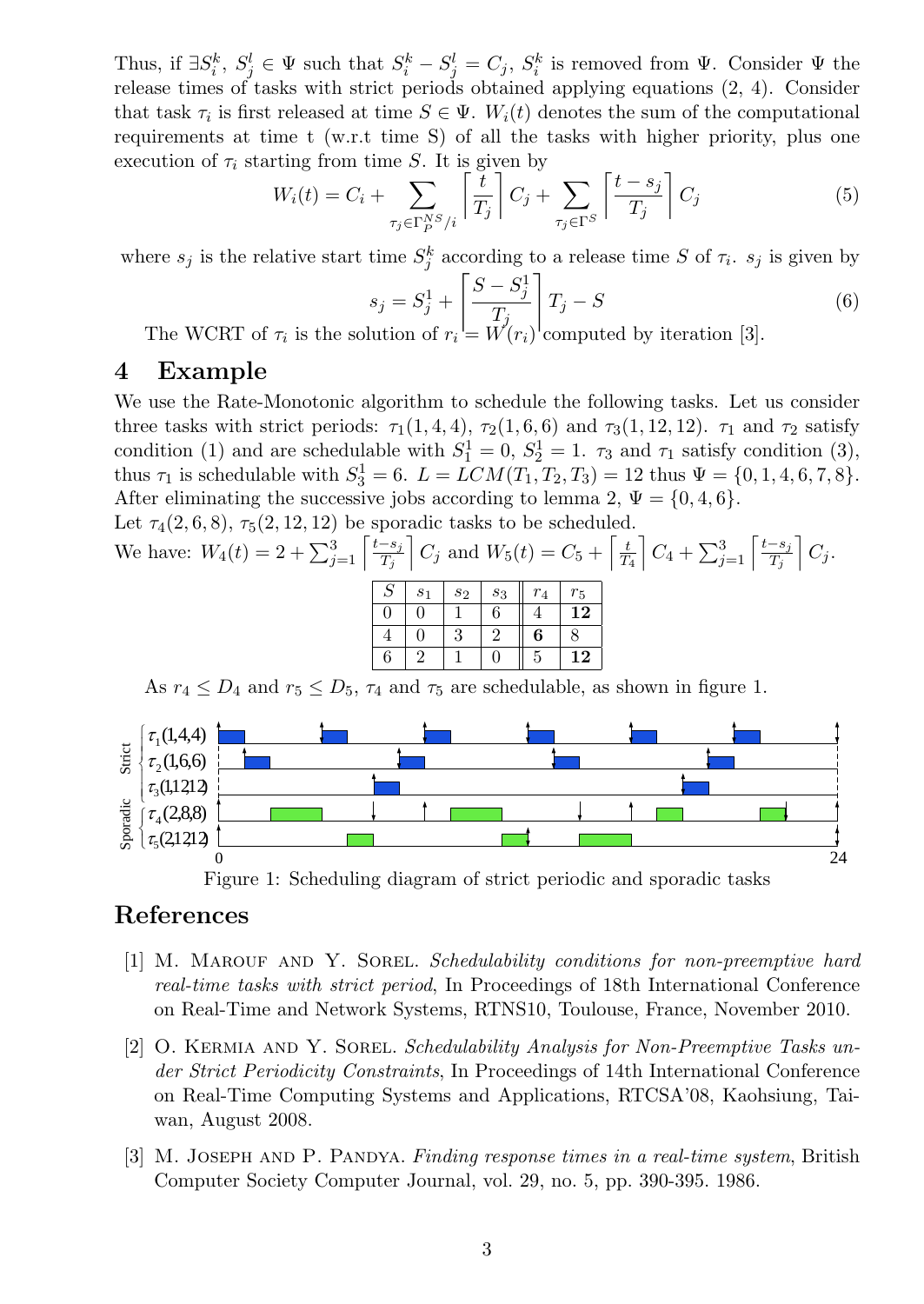Thus, if $\exists S_i^k, S_j^l \in \Psi$ such that $S_i^k - S_j^l = C_j$, $S_i^k$ is removed from $\Psi$. Consider $\Psi$ the release times of tasks with strict periods obtained applying equations (2, 4). Consider that task $\tau_i$ is first released at time $S \in \Psi$. $W_i(t)$ denotes the sum of the computational requirements at time t (w.r.t time S) of all the tasks with higher priority, plus one execution of $\tau_i$ starting from time $S$. It is given by

$$W_i(t) = C_i + \sum_{\tau_j \in \Gamma_P^{NS}/i} \left\lceil \frac{t}{T_j} \right\rceil C_j + \sum_{\tau_j \in \Gamma^S} \left\lceil \frac{t - s_j}{T_j} \right\rceil C_j \tag{5}$$

where $s_j$ is the relative start time $S_j^k$ according to a release time $S$ of $\tau_i$. $s_j$ is given by

$$s_j = S_j^1 + \left\lceil \frac{S - S_j^1}{T_j} \right\rceil T_j - S \tag{6}$$

The WCRT of $\tau_i$ is the solution of $r_i = W(r_i)$ computed by iteration [3].

## 4 Example

We use the Rate-Monotonic algorithm to schedule the following tasks. Let us consider three tasks with strict periods: $\tau_1(1, 4, 4)$, $\tau_2(1, 6, 6)$ and $\tau_3(1, 12, 12)$. $\tau_1$ and $\tau_2$ satisfy condition (1) and are schedulable with $S_1^1 = 0$, $S_2^1 = 1$. $\tau_3$ and $\tau_1$ satisfy condition (3), thus $\tau_1$ is schedulable with $S_3^1 = 6$. $L = LCM(T_1, T_2, T_3) = 12$ thus $\Psi = \{0, 1, 4, 6, 7, 8\}$. After eliminating the successive jobs according to lemma 2, $\Psi = \{0, 4, 6\}$.

Let $\tau_4(2, 6, 8)$, $\tau_5(2, 12, 12)$ be sporadic tasks to be scheduled.

We have: $W_4(t) = 2 + \sum_{j=1}^{3} \left\lceil \frac{t - s_j}{T_j} \right\rceil C_j$ and $W_5(t) = C_5 + \left\lceil \frac{t}{T_4} \right\rceil C_4 + \sum_{j=1}^{3} \left\lceil \frac{t - s_j}{T_j} \right\rceil C_j$.

| $S$ | $s_1$ | $s_2$ | $s_3$ | $r_4$ | $r_5$ |
|---|---|---|---|---|---|
| 0 | 0 | 1 | 6 | 4 | **12** |
| 4 | 0 | 3 | 2 | **6** | 8 |
| 6 | 2 | 1 | 0 | 5 | **12** |

As $r_4 \le D_4$ and $r_5 \le D_5$, $\tau_4$ and $\tau_5$ are schedulable, as shown in figure 1.

Strict
$\tau_1$(1,4,4)
$\tau_2$(1,6,6)
$\tau_3$(1,12,12)
Sporadic
$\tau_4$(2,8,8)
$\tau_5$(2,12,12)
0
24

Figure 1: Scheduling diagram of strict periodic and sporadic tasks

## References

[1] M. Marouf and Y. Sorel. *Schedulability conditions for non-preemptive hard real-time tasks with strict period*, In Proceedings of 18th International Conference on Real-Time and Network Systems, RTNS10, Toulouse, France, November 2010.

[2] O. Kermia and Y. Sorel. *Schedulability Analysis for Non-Preemptive Tasks under Strict Periodicity Constraints*, In Proceedings of 14th International Conference on Real-Time Computing Systems and Applications, RTCSA'08, Kaohsiung, Taiwan, August 2008.

[3] M. Joseph and P. Pandya. *Finding response times in a real-time system*, British Computer Society Computer Journal, vol. 29, no. 5, pp. 390-395. 1986.